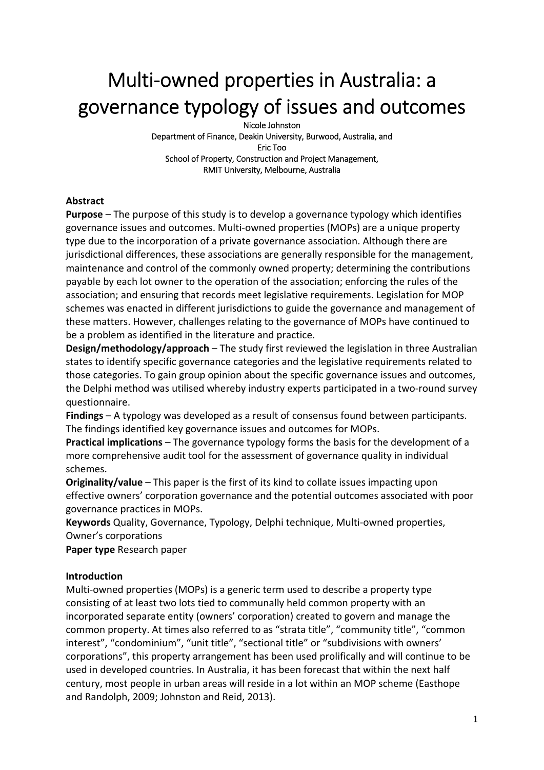# Multi-owned properties in Australia: a governance typology of issues and outcomes

Nicole Johnston
Department of Finance, Deakin University, Burwood, Australia, and
Eric Too
School of Property, Construction and Project Management,
RMIT University, Melbourne, Australia

**Abstract**

**Purpose** – The purpose of this study is to develop a governance typology which identifies governance issues and outcomes. Multi-owned properties (MOPs) are a unique property type due to the incorporation of a private governance association. Although there are jurisdictional differences, these associations are generally responsible for the management, maintenance and control of the commonly owned property; determining the contributions payable by each lot owner to the operation of the association; enforcing the rules of the association; and ensuring that records meet legislative requirements. Legislation for MOP schemes was enacted in different jurisdictions to guide the governance and management of these matters. However, challenges relating to the governance of MOPs have continued to be a problem as identified in the literature and practice.

**Design/methodology/approach** – The study first reviewed the legislation in three Australian states to identify specific governance categories and the legislative requirements related to those categories. To gain group opinion about the specific governance issues and outcomes, the Delphi method was utilised whereby industry experts participated in a two-round survey questionnaire.

**Findings** – A typology was developed as a result of consensus found between participants. The findings identified key governance issues and outcomes for MOPs.

**Practical implications** – The governance typology forms the basis for the development of a more comprehensive audit tool for the assessment of governance quality in individual schemes.

**Originality/value** – This paper is the first of its kind to collate issues impacting upon effective owners' corporation governance and the potential outcomes associated with poor governance practices in MOPs.

**Keywords** Quality, Governance, Typology, Delphi technique, Multi-owned properties, Owner's corporations

**Paper type** Research paper

**Introduction**

Multi-owned properties (MOPs) is a generic term used to describe a property type consisting of at least two lots tied to communally held common property with an incorporated separate entity (owners' corporation) created to govern and manage the common property. At times also referred to as "strata title", "community title", "common interest", "condominium", "unit title", "sectional title" or "subdivisions with owners' corporations", this property arrangement has been used prolifically and will continue to be used in developed countries. In Australia, it has been forecast that within the next half century, most people in urban areas will reside in a lot within an MOP scheme (Easthope and Randolph, 2009; Johnston and Reid, 2013).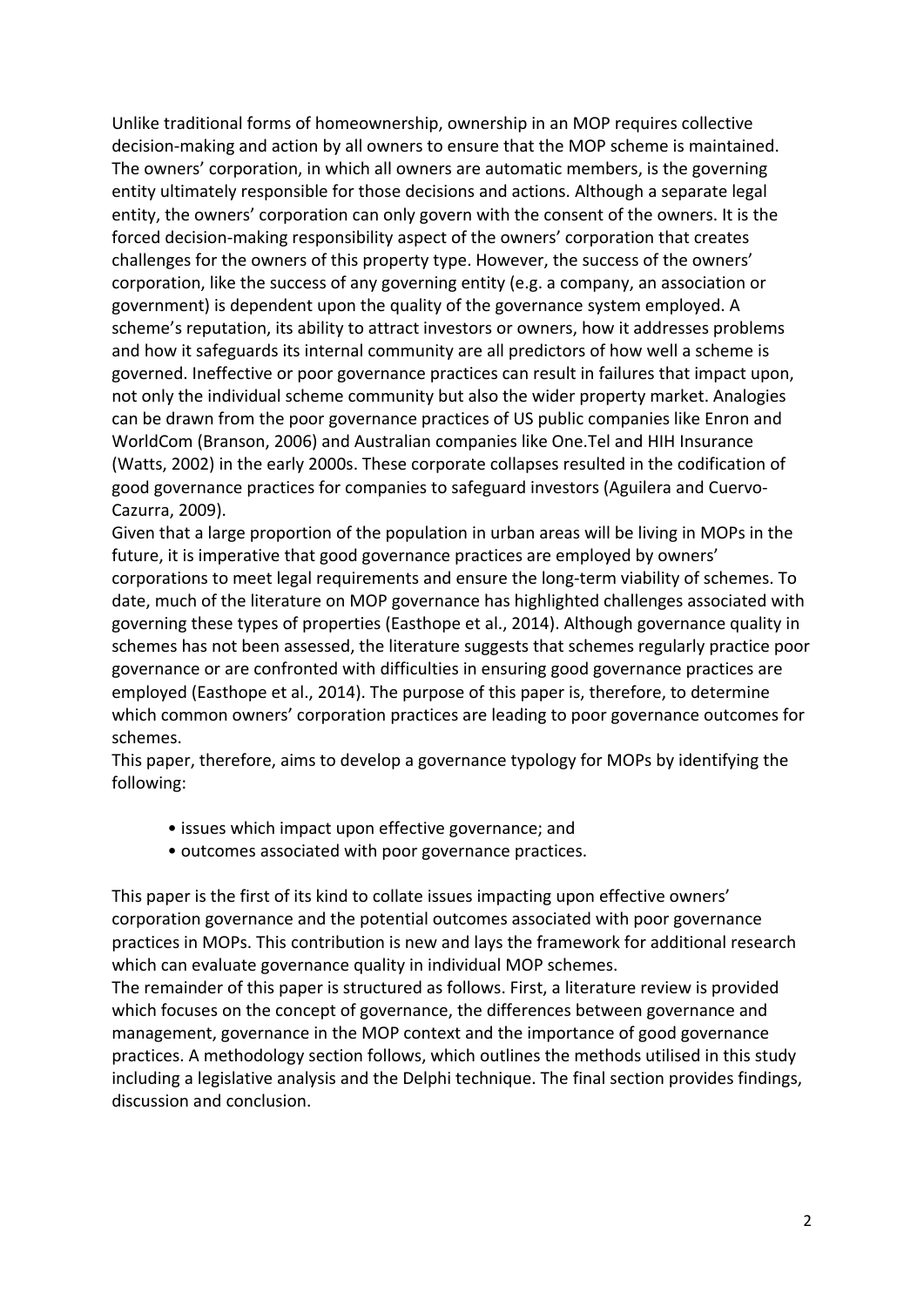Unlike traditional forms of homeownership, ownership in an MOP requires collective decision-making and action by all owners to ensure that the MOP scheme is maintained. The owners' corporation, in which all owners are automatic members, is the governing entity ultimately responsible for those decisions and actions. Although a separate legal entity, the owners' corporation can only govern with the consent of the owners. It is the forced decision-making responsibility aspect of the owners' corporation that creates challenges for the owners of this property type. However, the success of the owners' corporation, like the success of any governing entity (e.g. a company, an association or government) is dependent upon the quality of the governance system employed. A scheme's reputation, its ability to attract investors or owners, how it addresses problems and how it safeguards its internal community are all predictors of how well a scheme is governed. Ineffective or poor governance practices can result in failures that impact upon, not only the individual scheme community but also the wider property market. Analogies can be drawn from the poor governance practices of US public companies like Enron and WorldCom (Branson, 2006) and Australian companies like One.Tel and HIH Insurance (Watts, 2002) in the early 2000s. These corporate collapses resulted in the codification of good governance practices for companies to safeguard investors (Aguilera and Cuervo-Cazurra, 2009).

Given that a large proportion of the population in urban areas will be living in MOPs in the future, it is imperative that good governance practices are employed by owners' corporations to meet legal requirements and ensure the long-term viability of schemes. To date, much of the literature on MOP governance has highlighted challenges associated with governing these types of properties (Easthope et al., 2014). Although governance quality in schemes has not been assessed, the literature suggests that schemes regularly practice poor governance or are confronted with difficulties in ensuring good governance practices are employed (Easthope et al., 2014). The purpose of this paper is, therefore, to determine which common owners' corporation practices are leading to poor governance outcomes for schemes.

This paper, therefore, aims to develop a governance typology for MOPs by identifying the following:

- issues which impact upon effective governance; and
- outcomes associated with poor governance practices.

This paper is the first of its kind to collate issues impacting upon effective owners' corporation governance and the potential outcomes associated with poor governance practices in MOPs. This contribution is new and lays the framework for additional research which can evaluate governance quality in individual MOP schemes.

The remainder of this paper is structured as follows. First, a literature review is provided which focuses on the concept of governance, the differences between governance and management, governance in the MOP context and the importance of good governance practices. A methodology section follows, which outlines the methods utilised in this study including a legislative analysis and the Delphi technique. The final section provides findings, discussion and conclusion.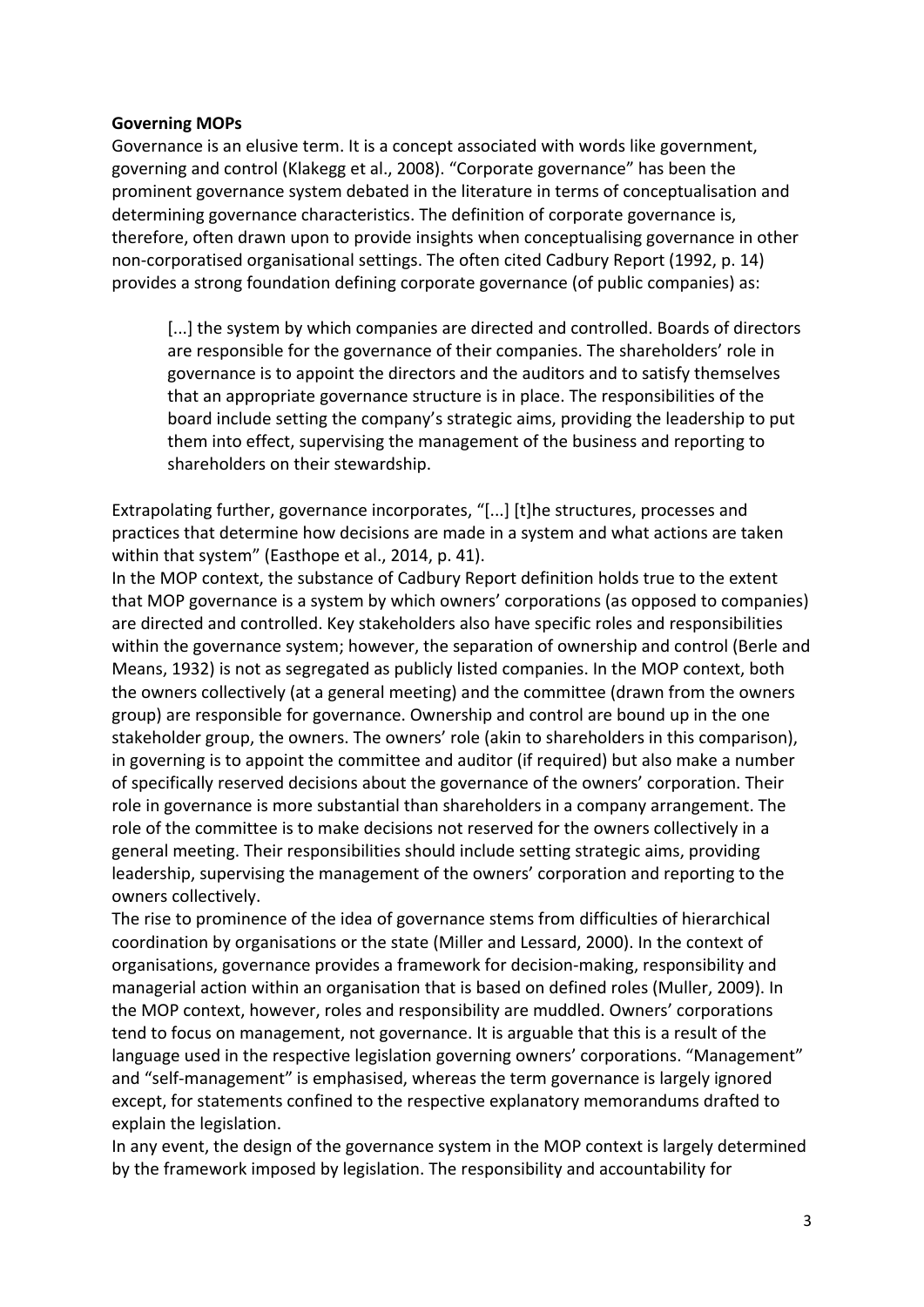**Governing MOPs**

Governance is an elusive term. It is a concept associated with words like government, governing and control (Klakegg et al., 2008). "Corporate governance" has been the prominent governance system debated in the literature in terms of conceptualisation and determining governance characteristics. The definition of corporate governance is, therefore, often drawn upon to provide insights when conceptualising governance in other non-corporatised organisational settings. The often cited Cadbury Report (1992, p. 14) provides a strong foundation defining corporate governance (of public companies) as:

> [...] the system by which companies are directed and controlled. Boards of directors are responsible for the governance of their companies. The shareholders' role in governance is to appoint the directors and the auditors and to satisfy themselves that an appropriate governance structure is in place. The responsibilities of the board include setting the company's strategic aims, providing the leadership to put them into effect, supervising the management of the business and reporting to shareholders on their stewardship.

Extrapolating further, governance incorporates, "[...] [t]he structures, processes and practices that determine how decisions are made in a system and what actions are taken within that system" (Easthope et al., 2014, p. 41).

In the MOP context, the substance of Cadbury Report definition holds true to the extent that MOP governance is a system by which owners' corporations (as opposed to companies) are directed and controlled. Key stakeholders also have specific roles and responsibilities within the governance system; however, the separation of ownership and control (Berle and Means, 1932) is not as segregated as publicly listed companies. In the MOP context, both the owners collectively (at a general meeting) and the committee (drawn from the owners group) are responsible for governance. Ownership and control are bound up in the one stakeholder group, the owners. The owners' role (akin to shareholders in this comparison), in governing is to appoint the committee and auditor (if required) but also make a number of specifically reserved decisions about the governance of the owners' corporation. Their role in governance is more substantial than shareholders in a company arrangement. The role of the committee is to make decisions not reserved for the owners collectively in a general meeting. Their responsibilities should include setting strategic aims, providing leadership, supervising the management of the owners' corporation and reporting to the owners collectively.

The rise to prominence of the idea of governance stems from difficulties of hierarchical coordination by organisations or the state (Miller and Lessard, 2000). In the context of organisations, governance provides a framework for decision-making, responsibility and managerial action within an organisation that is based on defined roles (Muller, 2009). In the MOP context, however, roles and responsibility are muddled. Owners' corporations tend to focus on management, not governance. It is arguable that this is a result of the language used in the respective legislation governing owners' corporations. "Management" and "self-management" is emphasised, whereas the term governance is largely ignored except, for statements confined to the respective explanatory memorandums drafted to explain the legislation.

In any event, the design of the governance system in the MOP context is largely determined by the framework imposed by legislation. The responsibility and accountability for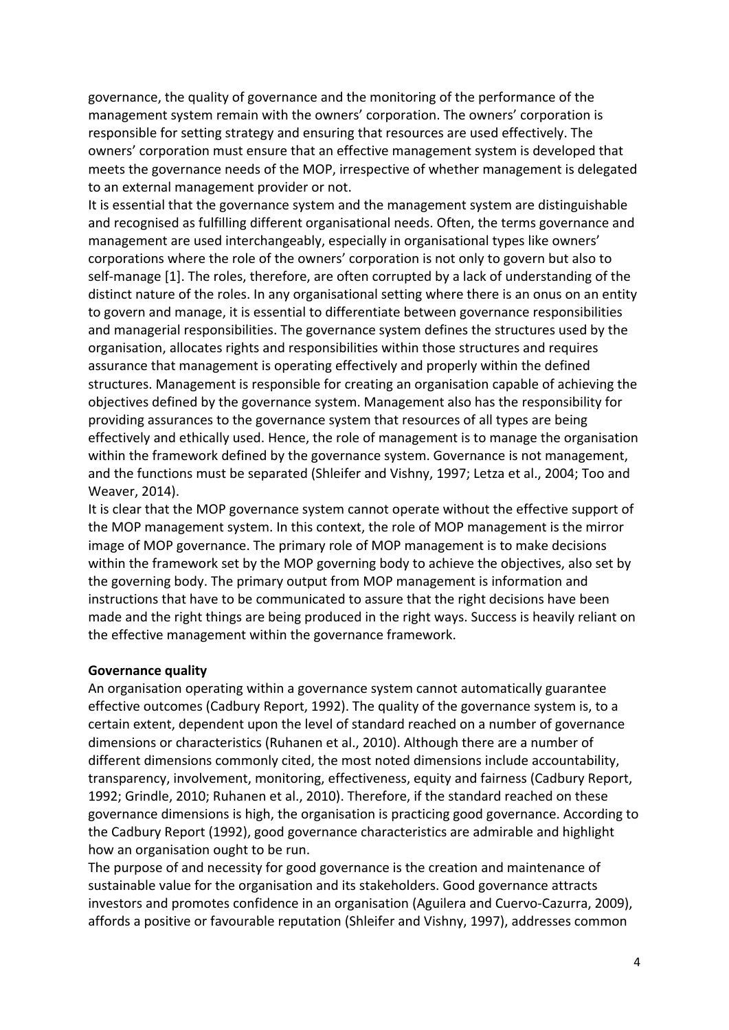governance, the quality of governance and the monitoring of the performance of the management system remain with the owners' corporation. The owners' corporation is responsible for setting strategy and ensuring that resources are used effectively. The owners' corporation must ensure that an effective management system is developed that meets the governance needs of the MOP, irrespective of whether management is delegated to an external management provider or not.

It is essential that the governance system and the management system are distinguishable and recognised as fulfilling different organisational needs. Often, the terms governance and management are used interchangeably, especially in organisational types like owners' corporations where the role of the owners' corporation is not only to govern but also to self-manage [1]. The roles, therefore, are often corrupted by a lack of understanding of the distinct nature of the roles. In any organisational setting where there is an onus on an entity to govern and manage, it is essential to differentiate between governance responsibilities and managerial responsibilities. The governance system defines the structures used by the organisation, allocates rights and responsibilities within those structures and requires assurance that management is operating effectively and properly within the defined structures. Management is responsible for creating an organisation capable of achieving the objectives defined by the governance system. Management also has the responsibility for providing assurances to the governance system that resources of all types are being effectively and ethically used. Hence, the role of management is to manage the organisation within the framework defined by the governance system. Governance is not management, and the functions must be separated (Shleifer and Vishny, 1997; Letza et al., 2004; Too and Weaver, 2014).

It is clear that the MOP governance system cannot operate without the effective support of the MOP management system. In this context, the role of MOP management is the mirror image of MOP governance. The primary role of MOP management is to make decisions within the framework set by the MOP governing body to achieve the objectives, also set by the governing body. The primary output from MOP management is information and instructions that have to be communicated to assure that the right decisions have been made and the right things are being produced in the right ways. Success is heavily reliant on the effective management within the governance framework.

**Governance quality**

An organisation operating within a governance system cannot automatically guarantee effective outcomes (Cadbury Report, 1992). The quality of the governance system is, to a certain extent, dependent upon the level of standard reached on a number of governance dimensions or characteristics (Ruhanen et al., 2010). Although there are a number of different dimensions commonly cited, the most noted dimensions include accountability, transparency, involvement, monitoring, effectiveness, equity and fairness (Cadbury Report, 1992; Grindle, 2010; Ruhanen et al., 2010). Therefore, if the standard reached on these governance dimensions is high, the organisation is practicing good governance. According to the Cadbury Report (1992), good governance characteristics are admirable and highlight how an organisation ought to be run.

The purpose of and necessity for good governance is the creation and maintenance of sustainable value for the organisation and its stakeholders. Good governance attracts investors and promotes confidence in an organisation (Aguilera and Cuervo-Cazurra, 2009), affords a positive or favourable reputation (Shleifer and Vishny, 1997), addresses common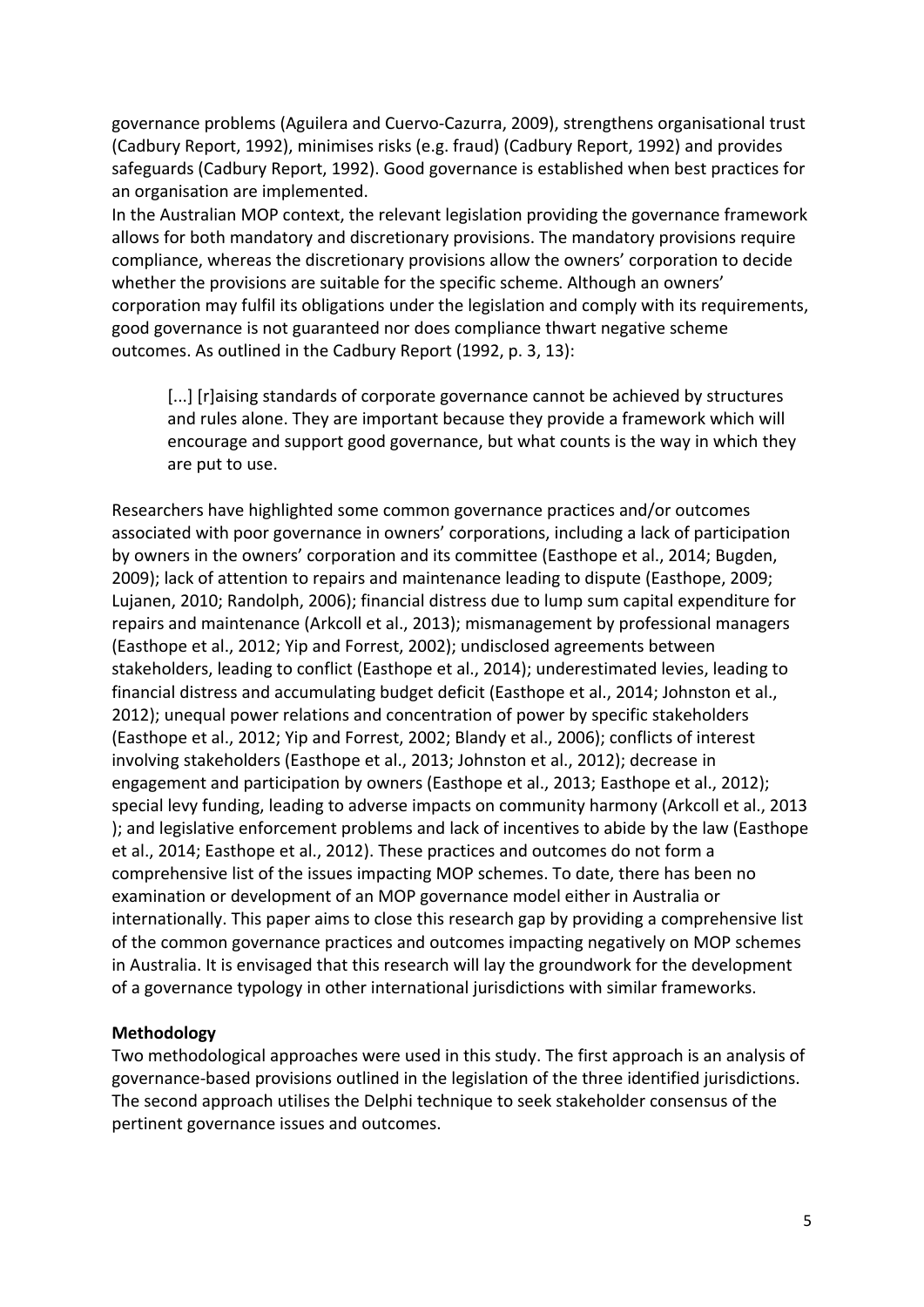governance problems (Aguilera and Cuervo-Cazurra, 2009), strengthens organisational trust (Cadbury Report, 1992), minimises risks (e.g. fraud) (Cadbury Report, 1992) and provides safeguards (Cadbury Report, 1992). Good governance is established when best practices for an organisation are implemented.

In the Australian MOP context, the relevant legislation providing the governance framework allows for both mandatory and discretionary provisions. The mandatory provisions require compliance, whereas the discretionary provisions allow the owners' corporation to decide whether the provisions are suitable for the specific scheme. Although an owners' corporation may fulfil its obligations under the legislation and comply with its requirements, good governance is not guaranteed nor does compliance thwart negative scheme outcomes. As outlined in the Cadbury Report (1992, p. 3, 13):

> [...] [r]aising standards of corporate governance cannot be achieved by structures and rules alone. They are important because they provide a framework which will encourage and support good governance, but what counts is the way in which they are put to use.

Researchers have highlighted some common governance practices and/or outcomes associated with poor governance in owners' corporations, including a lack of participation by owners in the owners' corporation and its committee (Easthope et al., 2014; Bugden, 2009); lack of attention to repairs and maintenance leading to dispute (Easthope, 2009; Lujanen, 2010; Randolph, 2006); financial distress due to lump sum capital expenditure for repairs and maintenance (Arkcoll et al., 2013); mismanagement by professional managers (Easthope et al., 2012; Yip and Forrest, 2002); undisclosed agreements between stakeholders, leading to conflict (Easthope et al., 2014); underestimated levies, leading to financial distress and accumulating budget deficit (Easthope et al., 2014; Johnston et al., 2012); unequal power relations and concentration of power by specific stakeholders (Easthope et al., 2012; Yip and Forrest, 2002; Blandy et al., 2006); conflicts of interest involving stakeholders (Easthope et al., 2013; Johnston et al., 2012); decrease in engagement and participation by owners (Easthope et al., 2013; Easthope et al., 2012); special levy funding, leading to adverse impacts on community harmony (Arkcoll et al., 2013 ); and legislative enforcement problems and lack of incentives to abide by the law (Easthope et al., 2014; Easthope et al., 2012). These practices and outcomes do not form a comprehensive list of the issues impacting MOP schemes. To date, there has been no examination or development of an MOP governance model either in Australia or internationally. This paper aims to close this research gap by providing a comprehensive list of the common governance practices and outcomes impacting negatively on MOP schemes in Australia. It is envisaged that this research will lay the groundwork for the development of a governance typology in other international jurisdictions with similar frameworks.

## Methodology

Two methodological approaches were used in this study. The first approach is an analysis of governance-based provisions outlined in the legislation of the three identified jurisdictions. The second approach utilises the Delphi technique to seek stakeholder consensus of the pertinent governance issues and outcomes.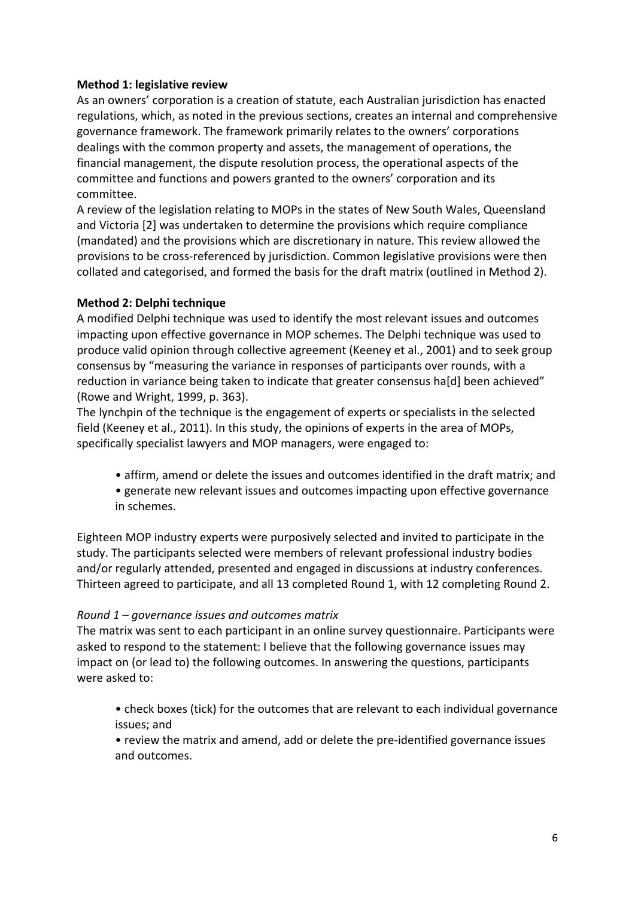**Method 1: legislative review**

As an owners' corporation is a creation of statute, each Australian jurisdiction has enacted regulations, which, as noted in the previous sections, creates an internal and comprehensive governance framework. The framework primarily relates to the owners' corporations dealings with the common property and assets, the management of operations, the financial management, the dispute resolution process, the operational aspects of the committee and functions and powers granted to the owners' corporation and its committee.

A review of the legislation relating to MOPs in the states of New South Wales, Queensland and Victoria [2] was undertaken to determine the provisions which require compliance (mandated) and the provisions which are discretionary in nature. This review allowed the provisions to be cross-referenced by jurisdiction. Common legislative provisions were then collated and categorised, and formed the basis for the draft matrix (outlined in Method 2).

**Method 2: Delphi technique**

A modified Delphi technique was used to identify the most relevant issues and outcomes impacting upon effective governance in MOP schemes. The Delphi technique was used to produce valid opinion through collective agreement (Keeney et al., 2001) and to seek group consensus by "measuring the variance in responses of participants over rounds, with a reduction in variance being taken to indicate that greater consensus ha[d] been achieved" (Rowe and Wright, 1999, p. 363).

The lynchpin of the technique is the engagement of experts or specialists in the selected field (Keeney et al., 2011). In this study, the opinions of experts in the area of MOPs, specifically specialist lawyers and MOP managers, were engaged to:

- affirm, amend or delete the issues and outcomes identified in the draft matrix; and
- generate new relevant issues and outcomes impacting upon effective governance in schemes.

Eighteen MOP industry experts were purposively selected and invited to participate in the study. The participants selected were members of relevant professional industry bodies and/or regularly attended, presented and engaged in discussions at industry conferences. Thirteen agreed to participate, and all 13 completed Round 1, with 12 completing Round 2.

*Round 1 – governance issues and outcomes matrix*

The matrix was sent to each participant in an online survey questionnaire. Participants were asked to respond to the statement: I believe that the following governance issues may impact on (or lead to) the following outcomes. In answering the questions, participants were asked to:

- check boxes (tick) for the outcomes that are relevant to each individual governance issues; and
- review the matrix and amend, add or delete the pre-identified governance issues and outcomes.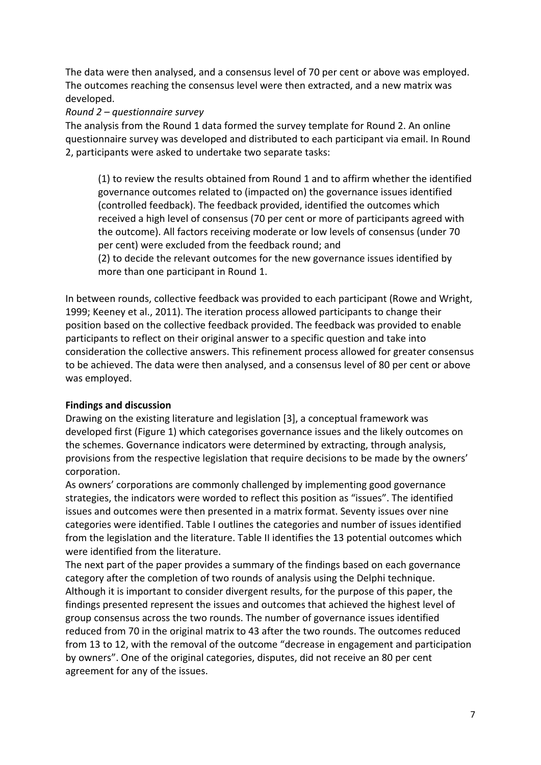The data were then analysed, and a consensus level of 70 per cent or above was employed. The outcomes reaching the consensus level were then extracted, and a new matrix was developed.

*Round 2 – questionnaire survey*

The analysis from the Round 1 data formed the survey template for Round 2. An online questionnaire survey was developed and distributed to each participant via email. In Round 2, participants were asked to undertake two separate tasks:

> (1) to review the results obtained from Round 1 and to affirm whether the identified governance outcomes related to (impacted on) the governance issues identified (controlled feedback). The feedback provided, identified the outcomes which received a high level of consensus (70 per cent or more of participants agreed with the outcome). All factors receiving moderate or low levels of consensus (under 70 per cent) were excluded from the feedback round; and
>
> (2) to decide the relevant outcomes for the new governance issues identified by more than one participant in Round 1.

In between rounds, collective feedback was provided to each participant (Rowe and Wright, 1999; Keeney et al., 2011). The iteration process allowed participants to change their position based on the collective feedback provided. The feedback was provided to enable participants to reflect on their original answer to a specific question and take into consideration the collective answers. This refinement process allowed for greater consensus to be achieved. The data were then analysed, and a consensus level of 80 per cent or above was employed.

**Findings and discussion**

Drawing on the existing literature and legislation [3], a conceptual framework was developed first (Figure 1) which categorises governance issues and the likely outcomes on the schemes. Governance indicators were determined by extracting, through analysis, provisions from the respective legislation that require decisions to be made by the owners' corporation.

As owners' corporations are commonly challenged by implementing good governance strategies, the indicators were worded to reflect this position as "issues". The identified issues and outcomes were then presented in a matrix format. Seventy issues over nine categories were identified. Table I outlines the categories and number of issues identified from the legislation and the literature. Table II identifies the 13 potential outcomes which were identified from the literature.

The next part of the paper provides a summary of the findings based on each governance category after the completion of two rounds of analysis using the Delphi technique. Although it is important to consider divergent results, for the purpose of this paper, the findings presented represent the issues and outcomes that achieved the highest level of group consensus across the two rounds. The number of governance issues identified reduced from 70 in the original matrix to 43 after the two rounds. The outcomes reduced from 13 to 12, with the removal of the outcome "decrease in engagement and participation by owners". One of the original categories, disputes, did not receive an 80 per cent agreement for any of the issues.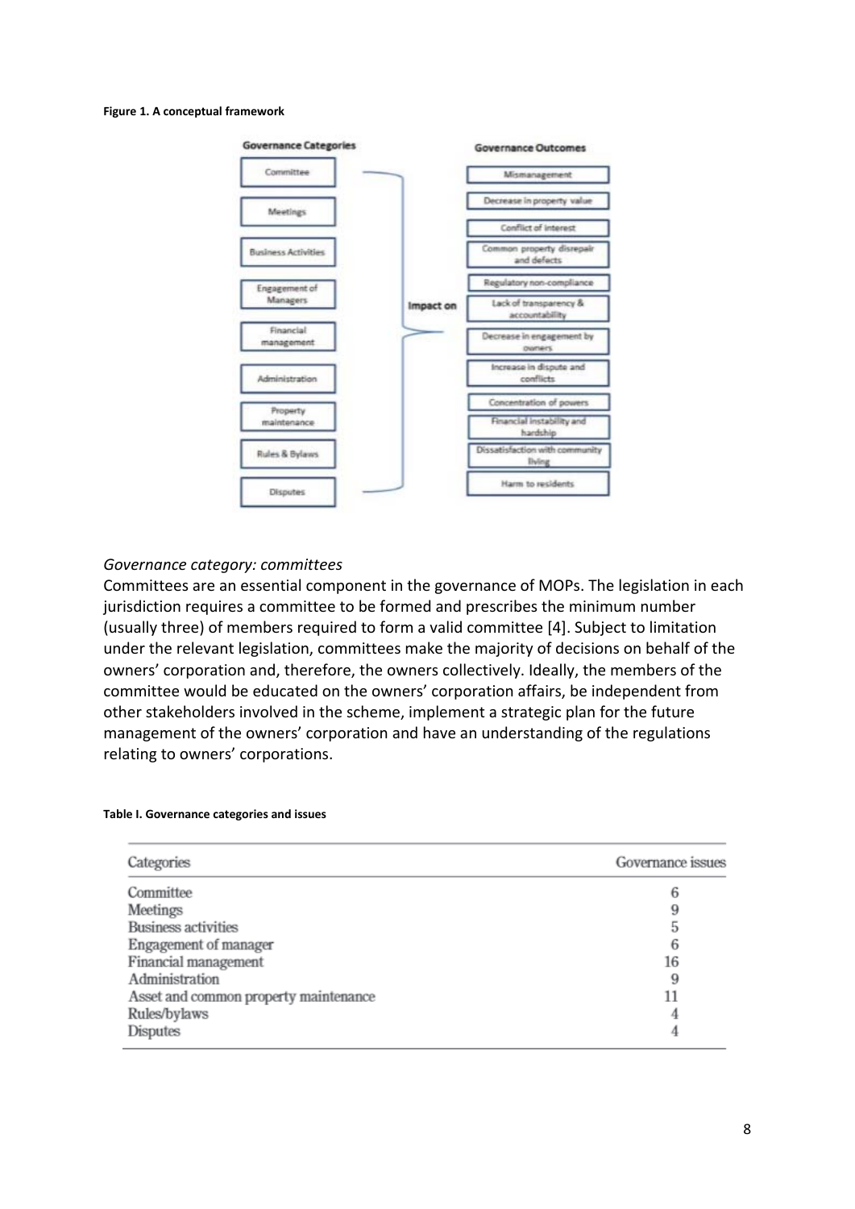**Figure 1. A conceptual framework**

**Governance Categories**

- Committee
- Meetings
- Business Activities
- Engagement of Managers
- Financial management
- Administration
- Property maintenance
- Rules & Bylaws
- Disputes

**Impact on**

**Governance Outcomes**

- Mismanagement
- Decrease in property value
- Conflict of interest
- Common property disrepair and defects
- Regulatory non-compliance
- Lack of transparency & accountability
- Decrease in engagement by owners
- Increase in dispute and conflicts
- Concentration of powers
- Financial instability and hardship
- Dissatisfaction with community living
- Harm to residents

*Governance category: committees*

Committees are an essential component in the governance of MOPs. The legislation in each jurisdiction requires a committee to be formed and prescribes the minimum number (usually three) of members required to form a valid committee [4]. Subject to limitation under the relevant legislation, committees make the majority of decisions on behalf of the owners' corporation and, therefore, the owners collectively. Ideally, the members of the committee would be educated on the owners' corporation affairs, be independent from other stakeholders involved in the scheme, implement a strategic plan for the future management of the owners' corporation and have an understanding of the regulations relating to owners' corporations.

**Table I. Governance categories and issues**

| Categories | Governance issues |
|---|---|
| Committee | 6 |
| Meetings | 9 |
| Business activities | 5 |
| Engagement of manager | 6 |
| Financial management | 16 |
| Administration | 9 |
| Asset and common property maintenance | 11 |
| Rules/bylaws | 4 |
| Disputes | 4 |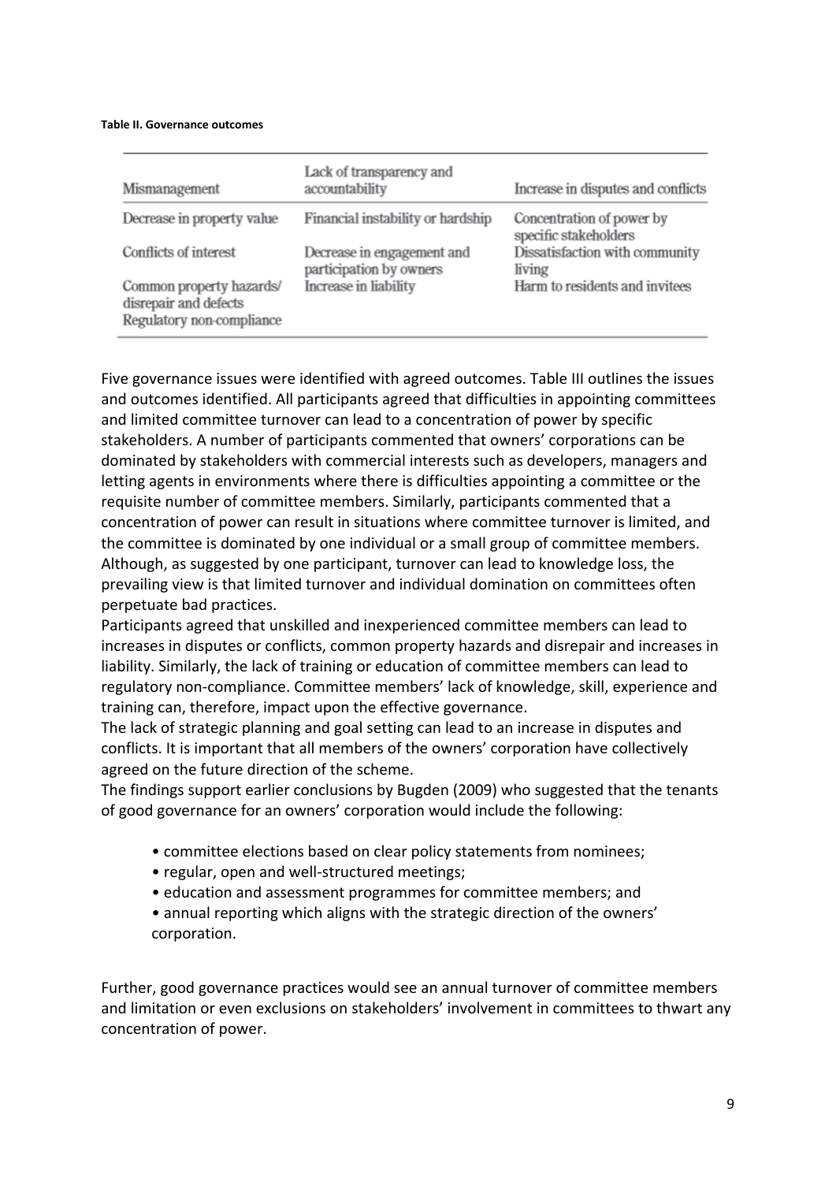**Table II. Governance outcomes**

| Mismanagement | Lack of transparency and accountability | Increase in disputes and conflicts |
|---|---|---|
| Decrease in property value | Financial instability or hardship | Concentration of power by specific stakeholders |
| Conflicts of interest | Decrease in engagement and participation by owners | Dissatisfaction with community living |
| Common property hazards/ disrepair and defects | Increase in liability | Harm to residents and invitees |
| Regulatory non-compliance | | |

Five governance issues were identified with agreed outcomes. Table III outlines the issues and outcomes identified. All participants agreed that difficulties in appointing committees and limited committee turnover can lead to a concentration of power by specific stakeholders. A number of participants commented that owners' corporations can be dominated by stakeholders with commercial interests such as developers, managers and letting agents in environments where there is difficulties appointing a committee or the requisite number of committee members. Similarly, participants commented that a concentration of power can result in situations where committee turnover is limited, and the committee is dominated by one individual or a small group of committee members. Although, as suggested by one participant, turnover can lead to knowledge loss, the prevailing view is that limited turnover and individual domination on committees often perpetuate bad practices.

Participants agreed that unskilled and inexperienced committee members can lead to increases in disputes or conflicts, common property hazards and disrepair and increases in liability. Similarly, the lack of training or education of committee members can lead to regulatory non-compliance. Committee members' lack of knowledge, skill, experience and training can, therefore, impact upon the effective governance.

The lack of strategic planning and goal setting can lead to an increase in disputes and conflicts. It is important that all members of the owners' corporation have collectively agreed on the future direction of the scheme.

The findings support earlier conclusions by Bugden (2009) who suggested that the tenants of good governance for an owners' corporation would include the following:

- committee elections based on clear policy statements from nominees;
- regular, open and well-structured meetings;
- education and assessment programmes for committee members; and
- annual reporting which aligns with the strategic direction of the owners' corporation.

Further, good governance practices would see an annual turnover of committee members and limitation or even exclusions on stakeholders' involvement in committees to thwart any concentration of power.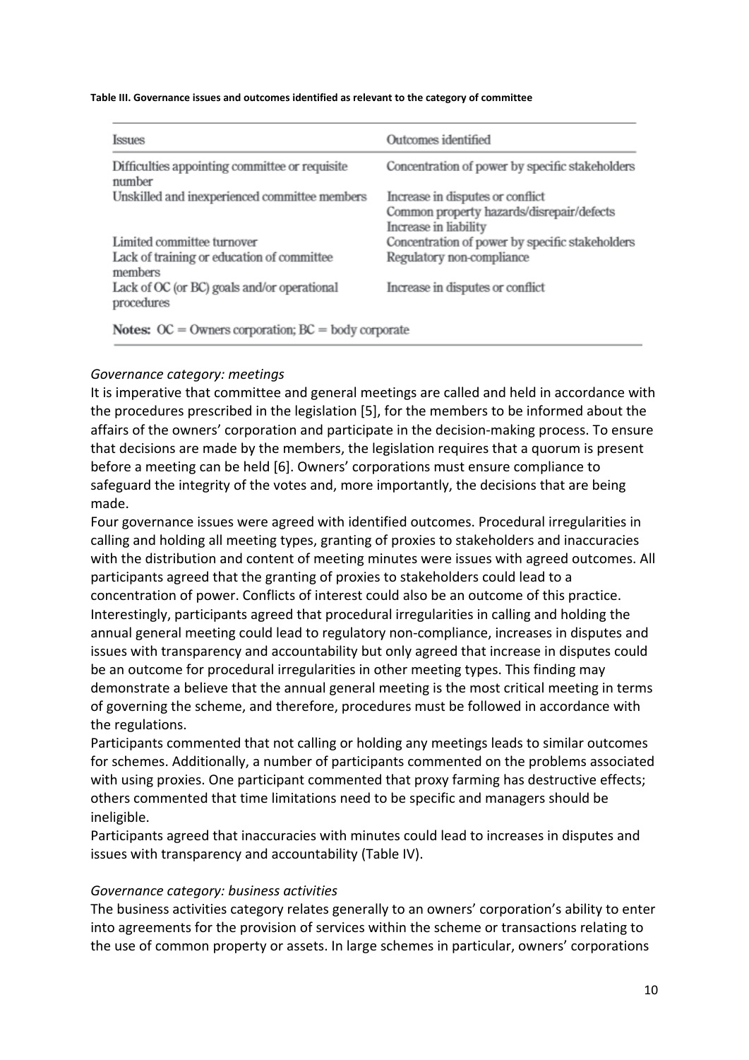**Table III. Governance issues and outcomes identified as relevant to the category of committee**

| Issues | Outcomes identified |
|---|---|
| Difficulties appointing committee or requisite number | Concentration of power by specific stakeholders |
| Unskilled and inexperienced committee members | Increase in disputes or conflict<br>Common property hazards/disrepair/defects<br>Increase in liability |
| Limited committee turnover | Concentration of power by specific stakeholders |
| Lack of training or education of committee members | Regulatory non-compliance |
| Lack of OC (or BC) goals and/or operational procedures | Increase in disputes or conflict |

**Notes:** OC = Owners corporation; BC = body corporate

*Governance category: meetings*

It is imperative that committee and general meetings are called and held in accordance with the procedures prescribed in the legislation [5], for the members to be informed about the affairs of the owners' corporation and participate in the decision-making process. To ensure that decisions are made by the members, the legislation requires that a quorum is present before a meeting can be held [6]. Owners' corporations must ensure compliance to safeguard the integrity of the votes and, more importantly, the decisions that are being made.

Four governance issues were agreed with identified outcomes. Procedural irregularities in calling and holding all meeting types, granting of proxies to stakeholders and inaccuracies with the distribution and content of meeting minutes were issues with agreed outcomes. All participants agreed that the granting of proxies to stakeholders could lead to a concentration of power. Conflicts of interest could also be an outcome of this practice. Interestingly, participants agreed that procedural irregularities in calling and holding the annual general meeting could lead to regulatory non-compliance, increases in disputes and issues with transparency and accountability but only agreed that increase in disputes could be an outcome for procedural irregularities in other meeting types. This finding may demonstrate a believe that the annual general meeting is the most critical meeting in terms of governing the scheme, and therefore, procedures must be followed in accordance with the regulations.

Participants commented that not calling or holding any meetings leads to similar outcomes for schemes. Additionally, a number of participants commented on the problems associated with using proxies. One participant commented that proxy farming has destructive effects; others commented that time limitations need to be specific and managers should be ineligible.

Participants agreed that inaccuracies with minutes could lead to increases in disputes and issues with transparency and accountability (Table IV).

*Governance category: business activities*

The business activities category relates generally to an owners' corporation's ability to enter into agreements for the provision of services within the scheme or transactions relating to the use of common property or assets. In large schemes in particular, owners' corporations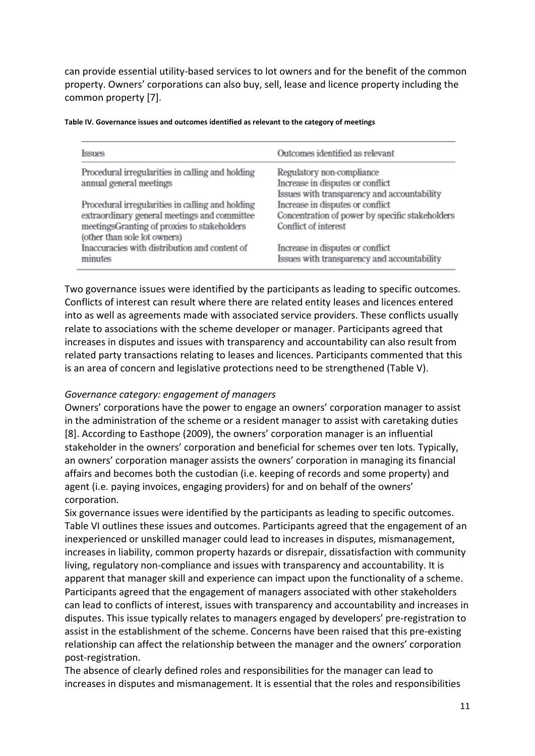can provide essential utility-based services to lot owners and for the benefit of the common property. Owners' corporations can also buy, sell, lease and licence property including the common property [7].

**Table IV. Governance issues and outcomes identified as relevant to the category of meetings**

| Issues | Outcomes identified as relevant |
|---|---|
| Procedural irregularities in calling and holding annual general meetings | Regulatory non-compliance<br>Increase in disputes or conflict<br>Issues with transparency and accountability |
| Procedural irregularities in calling and holding extraordinary general meetings and committee meetingsGranting of proxies to stakeholders (other than sole lot owners) | Increase in disputes or conflict<br>Concentration of power by specific stakeholders<br>Conflict of interest |
| Inaccuracies with distribution and content of minutes | Increase in disputes or conflict<br>Issues with transparency and accountability |

Two governance issues were identified by the participants as leading to specific outcomes. Conflicts of interest can result where there are related entity leases and licences entered into as well as agreements made with associated service providers. These conflicts usually relate to associations with the scheme developer or manager. Participants agreed that increases in disputes and issues with transparency and accountability can also result from related party transactions relating to leases and licences. Participants commented that this is an area of concern and legislative protections need to be strengthened (Table V).

*Governance category: engagement of managers*

Owners' corporations have the power to engage an owners' corporation manager to assist in the administration of the scheme or a resident manager to assist with caretaking duties [8]. According to Easthope (2009), the owners' corporation manager is an influential stakeholder in the owners' corporation and beneficial for schemes over ten lots. Typically, an owners' corporation manager assists the owners' corporation in managing its financial affairs and becomes both the custodian (i.e. keeping of records and some property) and agent (i.e. paying invoices, engaging providers) for and on behalf of the owners' corporation.

Six governance issues were identified by the participants as leading to specific outcomes. Table VI outlines these issues and outcomes. Participants agreed that the engagement of an inexperienced or unskilled manager could lead to increases in disputes, mismanagement, increases in liability, common property hazards or disrepair, dissatisfaction with community living, regulatory non-compliance and issues with transparency and accountability. It is apparent that manager skill and experience can impact upon the functionality of a scheme. Participants agreed that the engagement of managers associated with other stakeholders can lead to conflicts of interest, issues with transparency and accountability and increases in disputes. This issue typically relates to managers engaged by developers' pre-registration to assist in the establishment of the scheme. Concerns have been raised that this pre-existing relationship can affect the relationship between the manager and the owners' corporation post-registration.

The absence of clearly defined roles and responsibilities for the manager can lead to increases in disputes and mismanagement. It is essential that the roles and responsibilities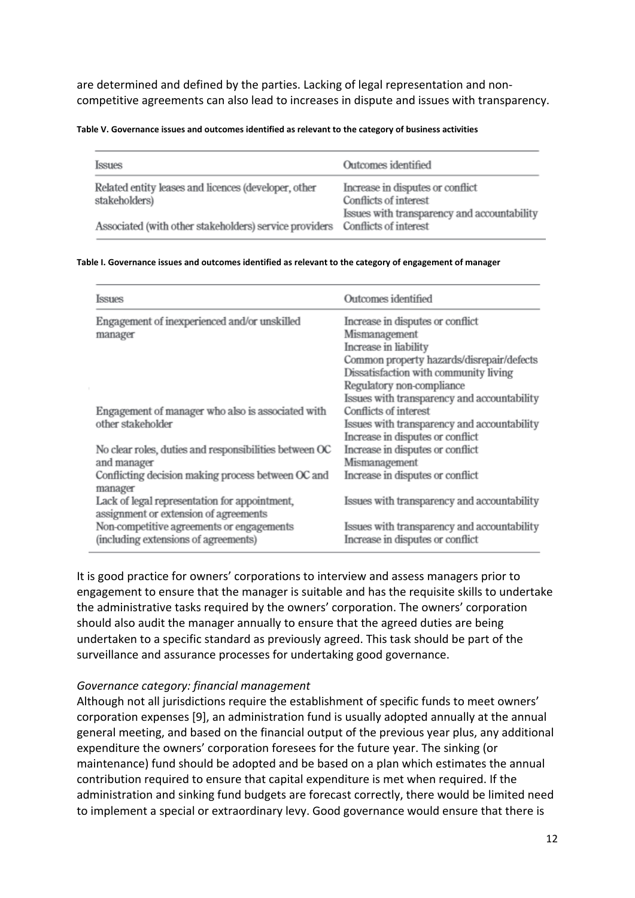are determined and defined by the parties. Lacking of legal representation and non-competitive agreements can also lead to increases in dispute and issues with transparency.

**Table V. Governance issues and outcomes identified as relevant to the category of business activities**

| Issues | Outcomes identified |
|---|---|
| Related entity leases and licences (developer, other stakeholders) | Increase in disputes or conflict<br>Conflicts of interest<br>Issues with transparency and accountability |
| Associated (with other stakeholders) service providers | Conflicts of interest |

**Table I. Governance issues and outcomes identified as relevant to the category of engagement of manager**

| Issues | Outcomes identified |
|---|---|
| Engagement of inexperienced and/or unskilled manager | Increase in disputes or conflict<br>Mismanagement<br>Increase in liability<br>Common property hazards/disrepair/defects<br>Dissatisfaction with community living<br>Regulatory non-compliance<br>Issues with transparency and accountability |
| Engagement of manager who also is associated with other stakeholder | Conflicts of interest<br>Issues with transparency and accountability<br>Increase in disputes or conflict |
| No clear roles, duties and responsibilities between OC and manager | Increase in disputes or conflict<br>Mismanagement |
| Conflicting decision making process between OC and manager | Increase in disputes or conflict |
| Lack of legal representation for appointment, assignment or extension of agreements | Issues with transparency and accountability |
| Non-competitive agreements or engagements (including extensions of agreements) | Issues with transparency and accountability<br>Increase in disputes or conflict |

It is good practice for owners' corporations to interview and assess managers prior to engagement to ensure that the manager is suitable and has the requisite skills to undertake the administrative tasks required by the owners' corporation. The owners' corporation should also audit the manager annually to ensure that the agreed duties are being undertaken to a specific standard as previously agreed. This task should be part of the surveillance and assurance processes for undertaking good governance.

*Governance category: financial management*

Although not all jurisdictions require the establishment of specific funds to meet owners' corporation expenses [9], an administration fund is usually adopted annually at the annual general meeting, and based on the financial output of the previous year plus, any additional expenditure the owners' corporation foresees for the future year. The sinking (or maintenance) fund should be adopted and be based on a plan which estimates the annual contribution required to ensure that capital expenditure is met when required. If the administration and sinking fund budgets are forecast correctly, there would be limited need to implement a special or extraordinary levy. Good governance would ensure that there is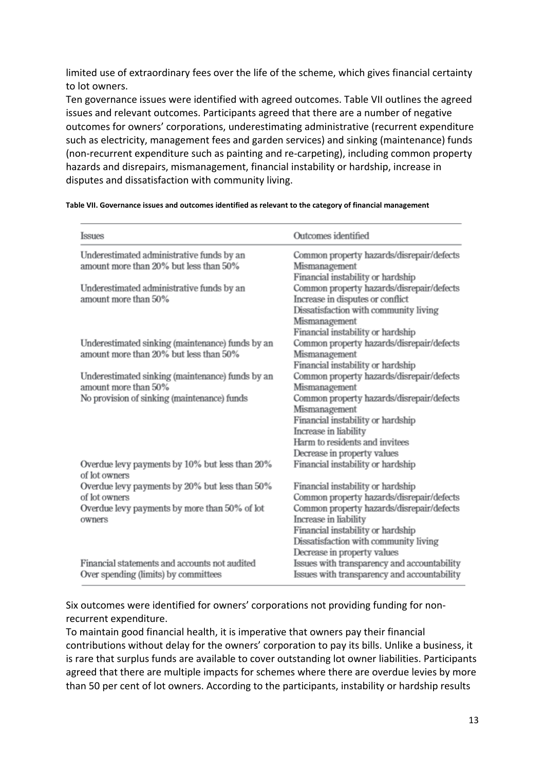limited use of extraordinary fees over the life of the scheme, which gives financial certainty to lot owners.

Ten governance issues were identified with agreed outcomes. Table VII outlines the agreed issues and relevant outcomes. Participants agreed that there are a number of negative outcomes for owners' corporations, underestimating administrative (recurrent expenditure such as electricity, management fees and garden services) and sinking (maintenance) funds (non-recurrent expenditure such as painting and re-carpeting), including common property hazards and disrepairs, mismanagement, financial instability or hardship, increase in disputes and dissatisfaction with community living.

**Table VII. Governance issues and outcomes identified as relevant to the category of financial management**

| Issues | Outcomes identified |
|---|---|
| Underestimated administrative funds by an amount more than 20% but less than 50% | Common property hazards/disrepair/defects<br>Mismanagement<br>Financial instability or hardship |
| Underestimated administrative funds by an amount more than 50% | Common property hazards/disrepair/defects<br>Increase in disputes or conflict<br>Dissatisfaction with community living<br>Mismanagement<br>Financial instability or hardship |
| Underestimated sinking (maintenance) funds by an amount more than 20% but less than 50% | Common property hazards/disrepair/defects<br>Mismanagement<br>Financial instability or hardship |
| Underestimated sinking (maintenance) funds by an amount more than 50% | Common property hazards/disrepair/defects<br>Mismanagement |
| No provision of sinking (maintenance) funds | Common property hazards/disrepair/defects<br>Mismanagement<br>Financial instability or hardship<br>Increase in liability<br>Harm to residents and invitees<br>Decrease in property values |
| Overdue levy payments by 10% but less than 20% of lot owners | Financial instability or hardship |
| Overdue levy payments by 20% but less than 50% of lot owners | Financial instability or hardship<br>Common property hazards/disrepair/defects |
| Overdue levy payments by more than 50% of lot owners | Common property hazards/disrepair/defects<br>Increase in liability<br>Financial instability or hardship<br>Dissatisfaction with community living<br>Decrease in property values |
| Financial statements and accounts not audited | Issues with transparency and accountability |
| Over spending (limits) by committees | Issues with transparency and accountability |

Six outcomes were identified for owners' corporations not providing funding for non-recurrent expenditure.

To maintain good financial health, it is imperative that owners pay their financial contributions without delay for the owners' corporation to pay its bills. Unlike a business, it is rare that surplus funds are available to cover outstanding lot owner liabilities. Participants agreed that there are multiple impacts for schemes where there are overdue levies by more than 50 per cent of lot owners. According to the participants, instability or hardship results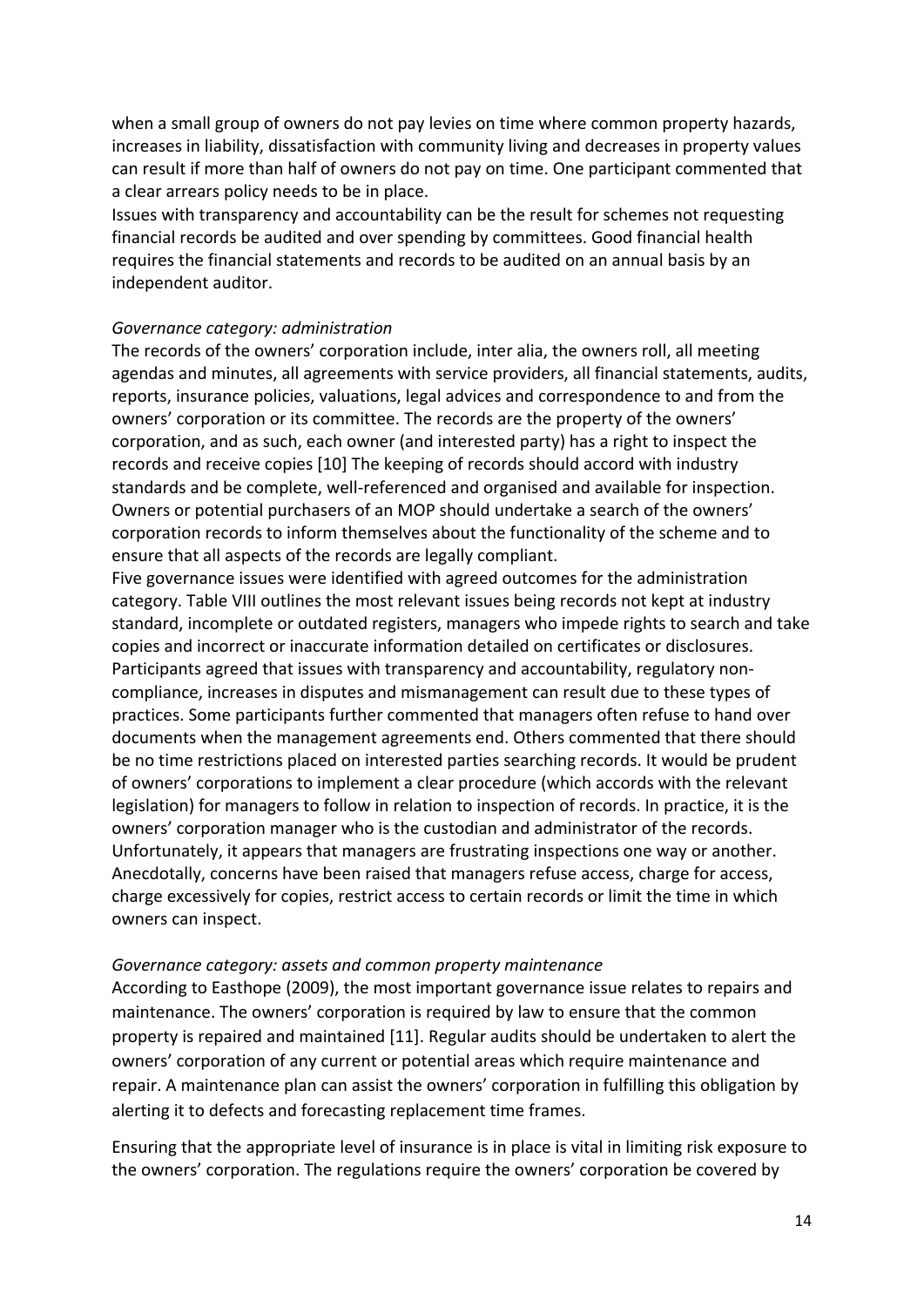when a small group of owners do not pay levies on time where common property hazards, increases in liability, dissatisfaction with community living and decreases in property values can result if more than half of owners do not pay on time. One participant commented that a clear arrears policy needs to be in place.

Issues with transparency and accountability can be the result for schemes not requesting financial records be audited and over spending by committees. Good financial health requires the financial statements and records to be audited on an annual basis by an independent auditor.

*Governance category: administration*

The records of the owners' corporation include, inter alia, the owners roll, all meeting agendas and minutes, all agreements with service providers, all financial statements, audits, reports, insurance policies, valuations, legal advices and correspondence to and from the owners' corporation or its committee. The records are the property of the owners' corporation, and as such, each owner (and interested party) has a right to inspect the records and receive copies [10] The keeping of records should accord with industry standards and be complete, well-referenced and organised and available for inspection. Owners or potential purchasers of an MOP should undertake a search of the owners' corporation records to inform themselves about the functionality of the scheme and to ensure that all aspects of the records are legally compliant.

Five governance issues were identified with agreed outcomes for the administration category. Table VIII outlines the most relevant issues being records not kept at industry standard, incomplete or outdated registers, managers who impede rights to search and take copies and incorrect or inaccurate information detailed on certificates or disclosures. Participants agreed that issues with transparency and accountability, regulatory non-compliance, increases in disputes and mismanagement can result due to these types of practices. Some participants further commented that managers often refuse to hand over documents when the management agreements end. Others commented that there should be no time restrictions placed on interested parties searching records. It would be prudent of owners' corporations to implement a clear procedure (which accords with the relevant legislation) for managers to follow in relation to inspection of records. In practice, it is the owners' corporation manager who is the custodian and administrator of the records. Unfortunately, it appears that managers are frustrating inspections one way or another. Anecdotally, concerns have been raised that managers refuse access, charge for access, charge excessively for copies, restrict access to certain records or limit the time in which owners can inspect.

*Governance category: assets and common property maintenance*

According to Easthope (2009), the most important governance issue relates to repairs and maintenance. The owners' corporation is required by law to ensure that the common property is repaired and maintained [11]. Regular audits should be undertaken to alert the owners' corporation of any current or potential areas which require maintenance and repair. A maintenance plan can assist the owners' corporation in fulfilling this obligation by alerting it to defects and forecasting replacement time frames.

Ensuring that the appropriate level of insurance is in place is vital in limiting risk exposure to the owners' corporation. The regulations require the owners' corporation be covered by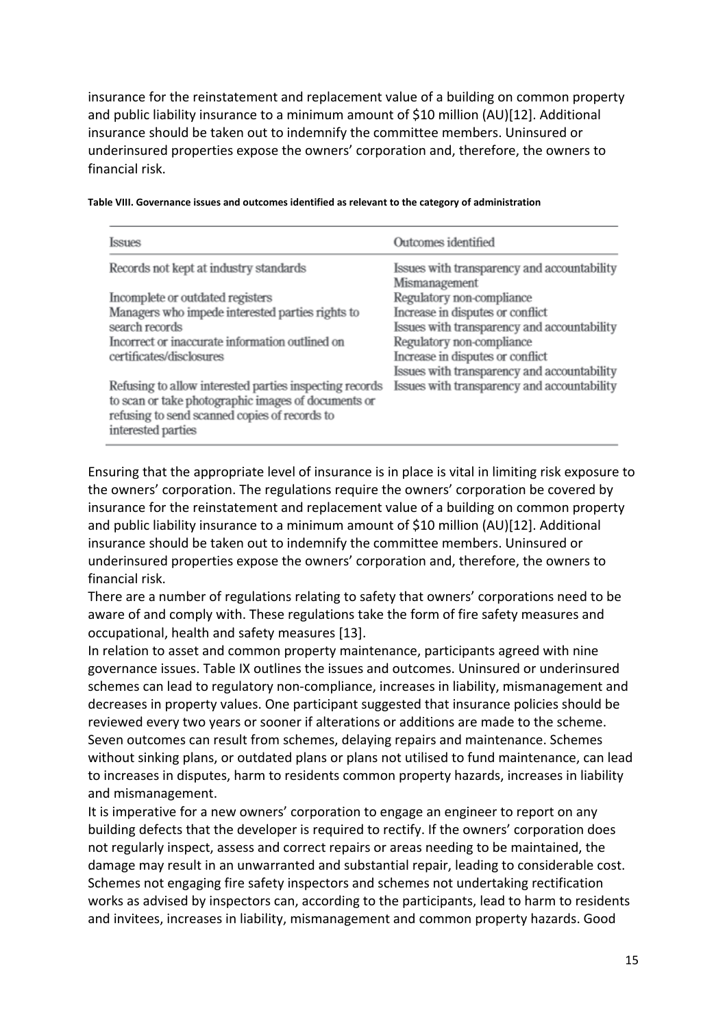insurance for the reinstatement and replacement value of a building on common property and public liability insurance to a minimum amount of $10 million (AU)[12]. Additional insurance should be taken out to indemnify the committee members. Uninsured or underinsured properties expose the owners' corporation and, therefore, the owners to financial risk.

**Table VIII. Governance issues and outcomes identified as relevant to the category of administration**

| Issues | Outcomes identified |
|---|---|
| Records not kept at industry standards | Issues with transparency and accountability<br>Mismanagement |
| Incomplete or outdated registers | Regulatory non-compliance |
| Managers who impede interested parties rights to search records | Increase in disputes or conflict<br>Issues with transparency and accountability |
| Incorrect or inaccurate information outlined on certificates/disclosures | Regulatory non-compliance<br>Increase in disputes or conflict<br>Issues with transparency and accountability |
| Refusing to allow interested parties inspecting records to scan or take photographic images of documents or refusing to send scanned copies of records to interested parties | Issues with transparency and accountability |

Ensuring that the appropriate level of insurance is in place is vital in limiting risk exposure to the owners' corporation. The regulations require the owners' corporation be covered by insurance for the reinstatement and replacement value of a building on common property and public liability insurance to a minimum amount of $10 million (AU)[12]. Additional insurance should be taken out to indemnify the committee members. Uninsured or underinsured properties expose the owners' corporation and, therefore, the owners to financial risk.

There are a number of regulations relating to safety that owners' corporations need to be aware of and comply with. These regulations take the form of fire safety measures and occupational, health and safety measures [13].

In relation to asset and common property maintenance, participants agreed with nine governance issues. Table IX outlines the issues and outcomes. Uninsured or underinsured schemes can lead to regulatory non-compliance, increases in liability, mismanagement and decreases in property values. One participant suggested that insurance policies should be reviewed every two years or sooner if alterations or additions are made to the scheme. Seven outcomes can result from schemes, delaying repairs and maintenance. Schemes without sinking plans, or outdated plans or plans not utilised to fund maintenance, can lead to increases in disputes, harm to residents common property hazards, increases in liability and mismanagement.

It is imperative for a new owners' corporation to engage an engineer to report on any building defects that the developer is required to rectify. If the owners' corporation does not regularly inspect, assess and correct repairs or areas needing to be maintained, the damage may result in an unwarranted and substantial repair, leading to considerable cost. Schemes not engaging fire safety inspectors and schemes not undertaking rectification works as advised by inspectors can, according to the participants, lead to harm to residents and invitees, increases in liability, mismanagement and common property hazards. Good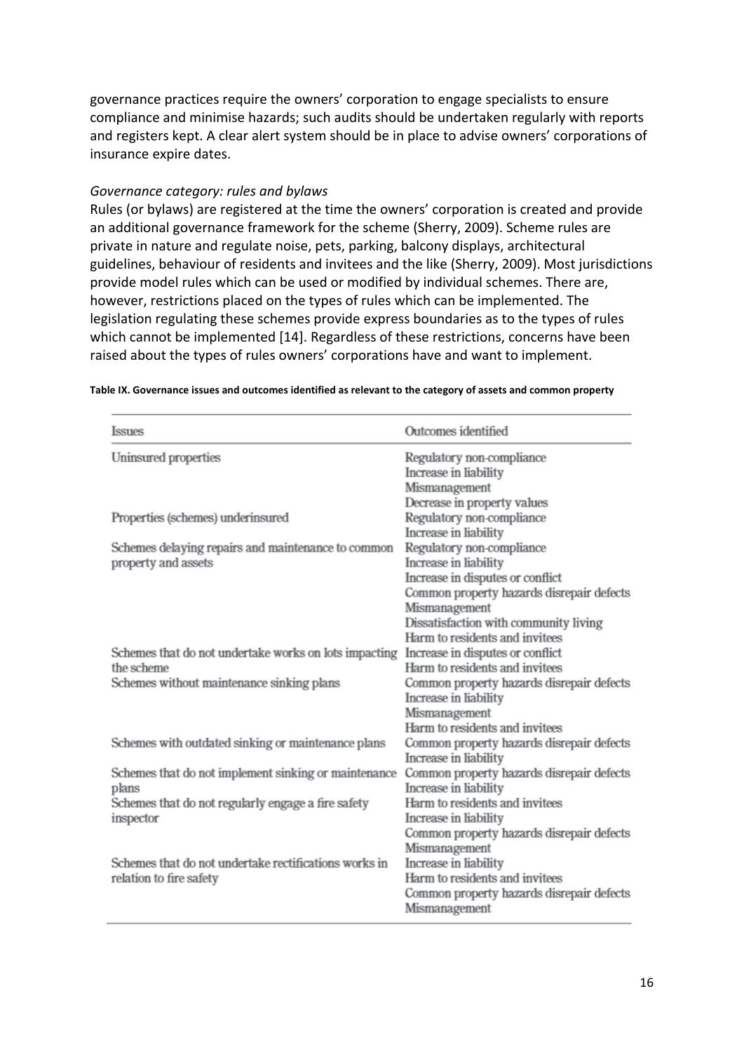governance practices require the owners' corporation to engage specialists to ensure compliance and minimise hazards; such audits should be undertaken regularly with reports and registers kept. A clear alert system should be in place to advise owners' corporations of insurance expire dates.

*Governance category: rules and bylaws*

Rules (or bylaws) are registered at the time the owners' corporation is created and provide an additional governance framework for the scheme (Sherry, 2009). Scheme rules are private in nature and regulate noise, pets, parking, balcony displays, architectural guidelines, behaviour of residents and invitees and the like (Sherry, 2009). Most jurisdictions provide model rules which can be used or modified by individual schemes. There are, however, restrictions placed on the types of rules which can be implemented. The legislation regulating these schemes provide express boundaries as to the types of rules which cannot be implemented [14]. Regardless of these restrictions, concerns have been raised about the types of rules owners' corporations have and want to implement.

**Table IX. Governance issues and outcomes identified as relevant to the category of assets and common property**

| Issues | Outcomes identified |
|---|---|
| Uninsured properties | Regulatory non-compliance<br>Increase in liability<br>Mismanagement<br>Decrease in property values |
| Properties (schemes) underinsured | Regulatory non-compliance<br>Increase in liability |
| Schemes delaying repairs and maintenance to common property and assets | Regulatory non-compliance<br>Increase in liability<br>Increase in disputes or conflict<br>Common property hazards disrepair defects<br>Mismanagement<br>Dissatisfaction with community living<br>Harm to residents and invitees |
| Schemes that do not undertake works on lots impacting the scheme | Increase in disputes or conflict<br>Harm to residents and invitees |
| Schemes without maintenance sinking plans | Common property hazards disrepair defects<br>Increase in liability<br>Mismanagement<br>Harm to residents and invitees |
| Schemes with outdated sinking or maintenance plans | Common property hazards disrepair defects<br>Increase in liability |
| Schemes that do not implement sinking or maintenance plans | Common property hazards disrepair defects<br>Increase in liability |
| Schemes that do not regularly engage a fire safety inspector | Harm to residents and invitees<br>Increase in liability<br>Common property hazards disrepair defects<br>Mismanagement |
| Schemes that do not undertake rectifications works in relation to fire safety | Increase in liability<br>Harm to residents and invitees<br>Common property hazards disrepair defects<br>Mismanagement |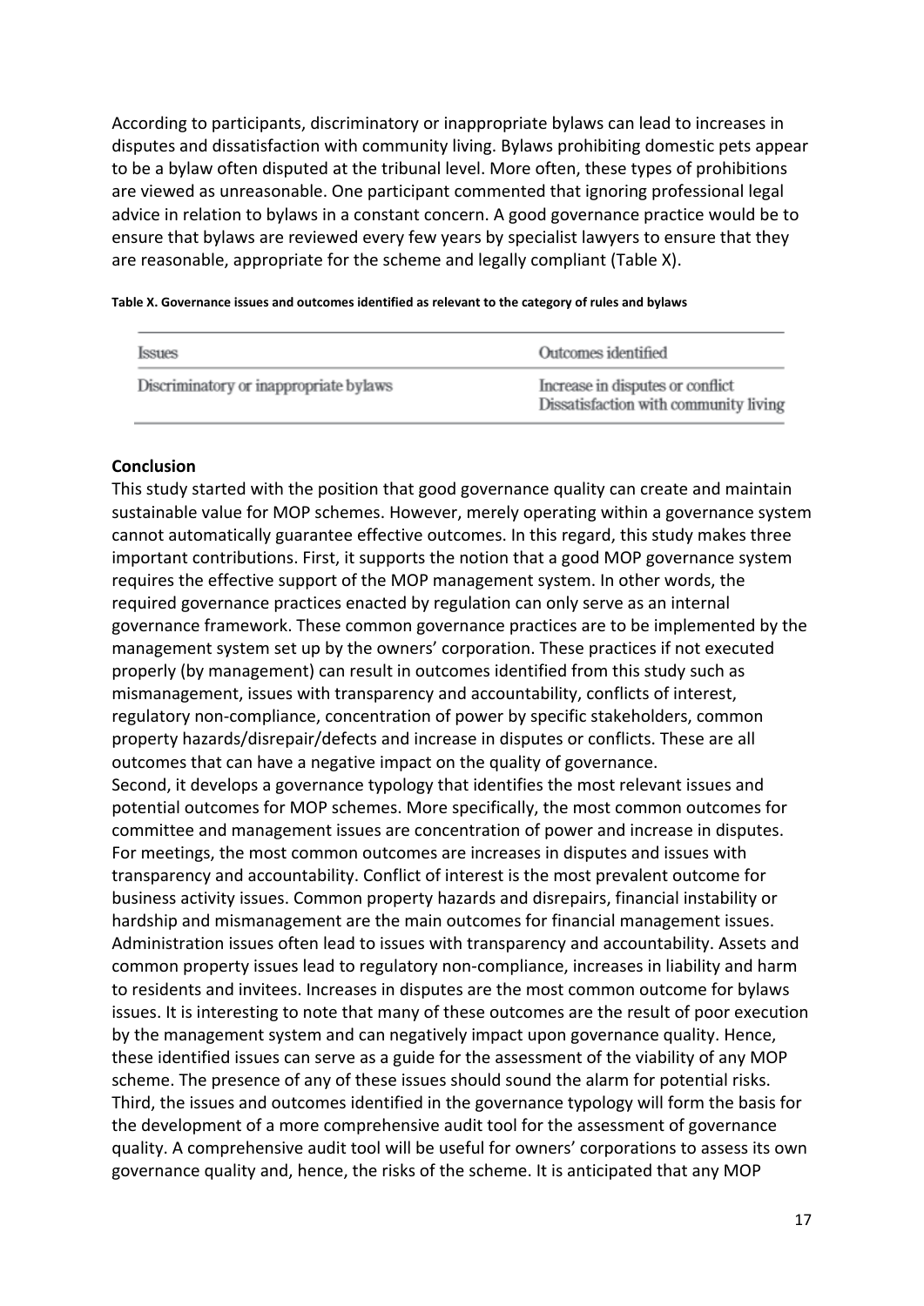According to participants, discriminatory or inappropriate bylaws can lead to increases in disputes and dissatisfaction with community living. Bylaws prohibiting domestic pets appear to be a bylaw often disputed at the tribunal level. More often, these types of prohibitions are viewed as unreasonable. One participant commented that ignoring professional legal advice in relation to bylaws in a constant concern. A good governance practice would be to ensure that bylaws are reviewed every few years by specialist lawyers to ensure that they are reasonable, appropriate for the scheme and legally compliant (Table X).

**Table X. Governance issues and outcomes identified as relevant to the category of rules and bylaws**

| Issues | Outcomes identified |
|---|---|
| Discriminatory or inappropriate bylaws | Increase in disputes or conflict<br>Dissatisfaction with community living |

**Conclusion**

This study started with the position that good governance quality can create and maintain sustainable value for MOP schemes. However, merely operating within a governance system cannot automatically guarantee effective outcomes. In this regard, this study makes three important contributions. First, it supports the notion that a good MOP governance system requires the effective support of the MOP management system. In other words, the required governance practices enacted by regulation can only serve as an internal governance framework. These common governance practices are to be implemented by the management system set up by the owners' corporation. These practices if not executed properly (by management) can result in outcomes identified from this study such as mismanagement, issues with transparency and accountability, conflicts of interest, regulatory non-compliance, concentration of power by specific stakeholders, common property hazards/disrepair/defects and increase in disputes or conflicts. These are all outcomes that can have a negative impact on the quality of governance.

Second, it develops a governance typology that identifies the most relevant issues and potential outcomes for MOP schemes. More specifically, the most common outcomes for committee and management issues are concentration of power and increase in disputes. For meetings, the most common outcomes are increases in disputes and issues with transparency and accountability. Conflict of interest is the most prevalent outcome for business activity issues. Common property hazards and disrepairs, financial instability or hardship and mismanagement are the main outcomes for financial management issues. Administration issues often lead to issues with transparency and accountability. Assets and common property issues lead to regulatory non-compliance, increases in liability and harm to residents and invitees. Increases in disputes are the most common outcome for bylaws issues. It is interesting to note that many of these outcomes are the result of poor execution by the management system and can negatively impact upon governance quality. Hence, these identified issues can serve as a guide for the assessment of the viability of any MOP scheme. The presence of any of these issues should sound the alarm for potential risks.

Third, the issues and outcomes identified in the governance typology will form the basis for the development of a more comprehensive audit tool for the assessment of governance quality. A comprehensive audit tool will be useful for owners' corporations to assess its own governance quality and, hence, the risks of the scheme. It is anticipated that any MOP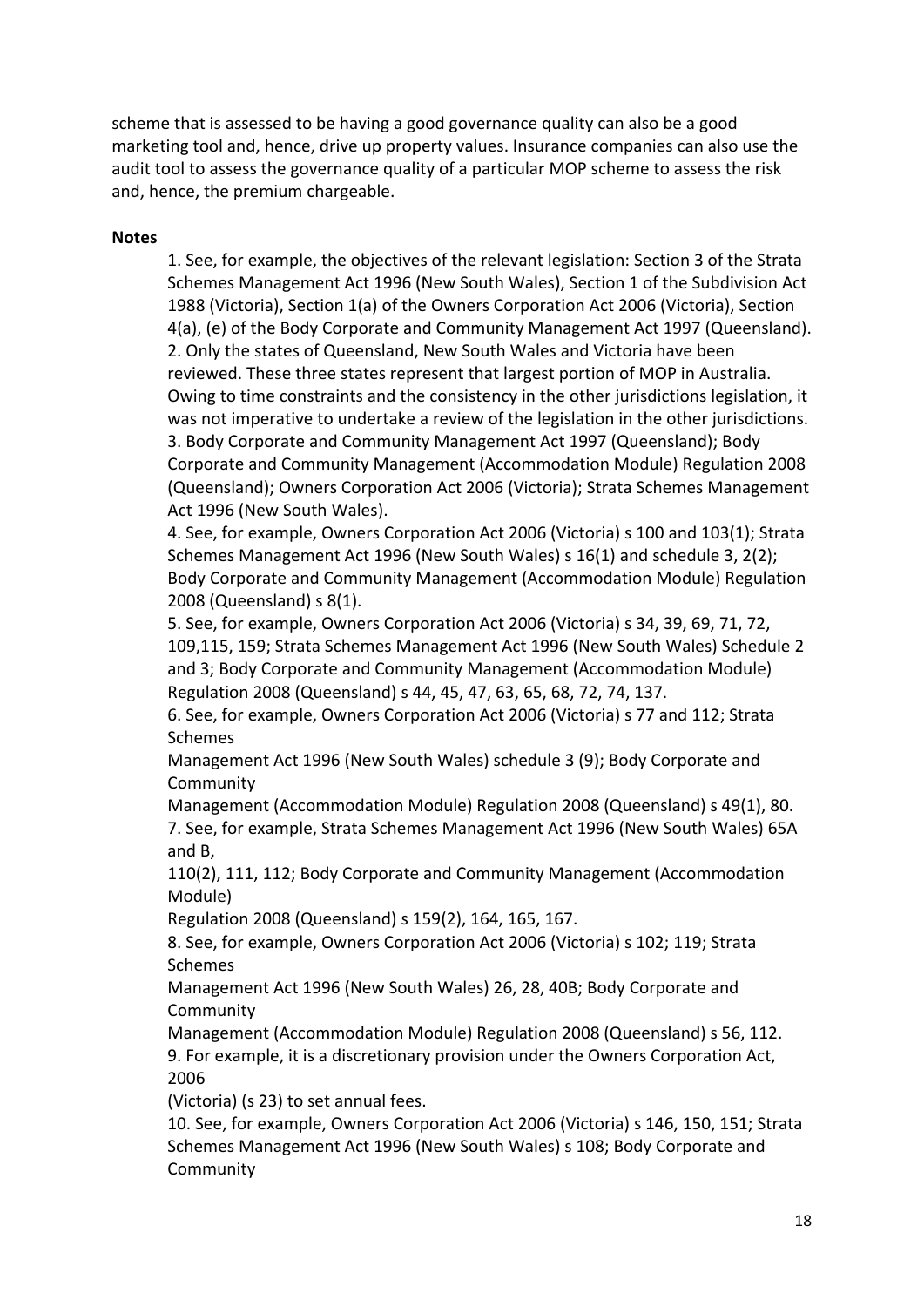scheme that is assessed to be having a good governance quality can also be a good marketing tool and, hence, drive up property values. Insurance companies can also use the audit tool to assess the governance quality of a particular MOP scheme to assess the risk and, hence, the premium chargeable.

**Notes**

1. See, for example, the objectives of the relevant legislation: Section 3 of the Strata Schemes Management Act 1996 (New South Wales), Section 1 of the Subdivision Act 1988 (Victoria), Section 1(a) of the Owners Corporation Act 2006 (Victoria), Section 4(a), (e) of the Body Corporate and Community Management Act 1997 (Queensland).
2. Only the states of Queensland, New South Wales and Victoria have been reviewed. These three states represent that largest portion of MOP in Australia. Owing to time constraints and the consistency in the other jurisdictions legislation, it was not imperative to undertake a review of the legislation in the other jurisdictions.
3. Body Corporate and Community Management Act 1997 (Queensland); Body Corporate and Community Management (Accommodation Module) Regulation 2008 (Queensland); Owners Corporation Act 2006 (Victoria); Strata Schemes Management Act 1996 (New South Wales).
4. See, for example, Owners Corporation Act 2006 (Victoria) s 100 and 103(1); Strata Schemes Management Act 1996 (New South Wales) s 16(1) and schedule 3, 2(2); Body Corporate and Community Management (Accommodation Module) Regulation 2008 (Queensland) s 8(1).
5. See, for example, Owners Corporation Act 2006 (Victoria) s 34, 39, 69, 71, 72, 109,115, 159; Strata Schemes Management Act 1996 (New South Wales) Schedule 2 and 3; Body Corporate and Community Management (Accommodation Module) Regulation 2008 (Queensland) s 44, 45, 47, 63, 65, 68, 72, 74, 137.
6. See, for example, Owners Corporation Act 2006 (Victoria) s 77 and 112; Strata Schemes Management Act 1996 (New South Wales) schedule 3 (9); Body Corporate and Community Management (Accommodation Module) Regulation 2008 (Queensland) s 49(1), 80.
7. See, for example, Strata Schemes Management Act 1996 (New South Wales) 65A and B, 110(2), 111, 112; Body Corporate and Community Management (Accommodation Module) Regulation 2008 (Queensland) s 159(2), 164, 165, 167.
8. See, for example, Owners Corporation Act 2006 (Victoria) s 102; 119; Strata Schemes Management Act 1996 (New South Wales) 26, 28, 40B; Body Corporate and Community Management (Accommodation Module) Regulation 2008 (Queensland) s 56, 112.
9. For example, it is a discretionary provision under the Owners Corporation Act, 2006 (Victoria) (s 23) to set annual fees.
10. See, for example, Owners Corporation Act 2006 (Victoria) s 146, 150, 151; Strata Schemes Management Act 1996 (New South Wales) s 108; Body Corporate and Community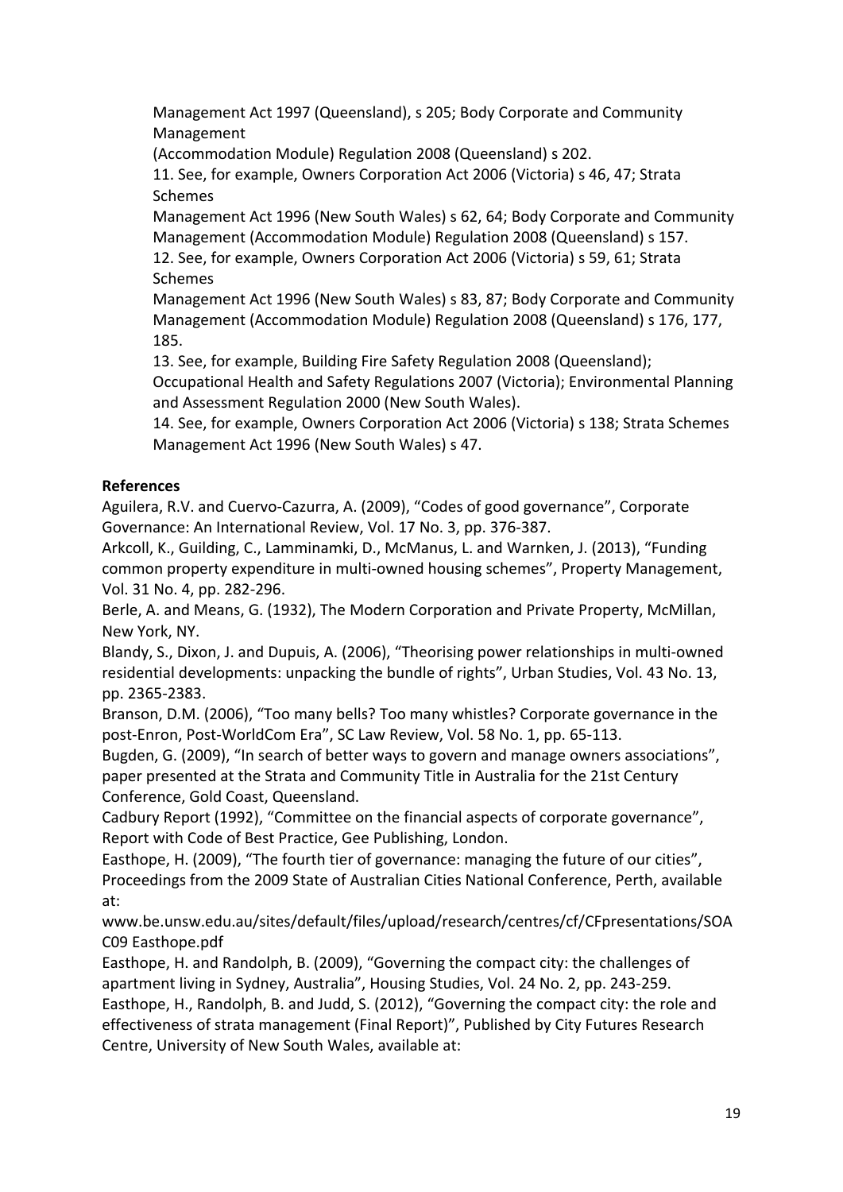Management Act 1997 (Queensland), s 205; Body Corporate and Community Management
(Accommodation Module) Regulation 2008 (Queensland) s 202.

11. See, for example, Owners Corporation Act 2006 (Victoria) s 46, 47; Strata Schemes
Management Act 1996 (New South Wales) s 62, 64; Body Corporate and Community Management (Accommodation Module) Regulation 2008 (Queensland) s 157.

12. See, for example, Owners Corporation Act 2006 (Victoria) s 59, 61; Strata Schemes
Management Act 1996 (New South Wales) s 83, 87; Body Corporate and Community Management (Accommodation Module) Regulation 2008 (Queensland) s 176, 177, 185.

13. See, for example, Building Fire Safety Regulation 2008 (Queensland); Occupational Health and Safety Regulations 2007 (Victoria); Environmental Planning and Assessment Regulation 2000 (New South Wales).

14. See, for example, Owners Corporation Act 2006 (Victoria) s 138; Strata Schemes Management Act 1996 (New South Wales) s 47.

**References**

Aguilera, R.V. and Cuervo-Cazurra, A. (2009), "Codes of good governance", Corporate Governance: An International Review, Vol. 17 No. 3, pp. 376-387.

Arkcoll, K., Guilding, C., Lamminamki, D., McManus, L. and Warnken, J. (2013), "Funding common property expenditure in multi-owned housing schemes", Property Management, Vol. 31 No. 4, pp. 282-296.

Berle, A. and Means, G. (1932), The Modern Corporation and Private Property, McMillan, New York, NY.

Blandy, S., Dixon, J. and Dupuis, A. (2006), "Theorising power relationships in multi-owned residential developments: unpacking the bundle of rights", Urban Studies, Vol. 43 No. 13, pp. 2365-2383.

Branson, D.M. (2006), "Too many bells? Too many whistles? Corporate governance in the post-Enron, Post-WorldCom Era", SC Law Review, Vol. 58 No. 1, pp. 65-113.

Bugden, G. (2009), "In search of better ways to govern and manage owners associations", paper presented at the Strata and Community Title in Australia for the 21st Century Conference, Gold Coast, Queensland.

Cadbury Report (1992), "Committee on the financial aspects of corporate governance", Report with Code of Best Practice, Gee Publishing, London.

Easthope, H. (2009), "The fourth tier of governance: managing the future of our cities", Proceedings from the 2009 State of Australian Cities National Conference, Perth, available at:
www.be.unsw.edu.au/sites/default/files/upload/research/centres/cf/CFpresentations/SOAC09 Easthope.pdf

Easthope, H. and Randolph, B. (2009), "Governing the compact city: the challenges of apartment living in Sydney, Australia", Housing Studies, Vol. 24 No. 2, pp. 243-259.

Easthope, H., Randolph, B. and Judd, S. (2012), "Governing the compact city: the role and effectiveness of strata management (Final Report)", Published by City Futures Research Centre, University of New South Wales, available at: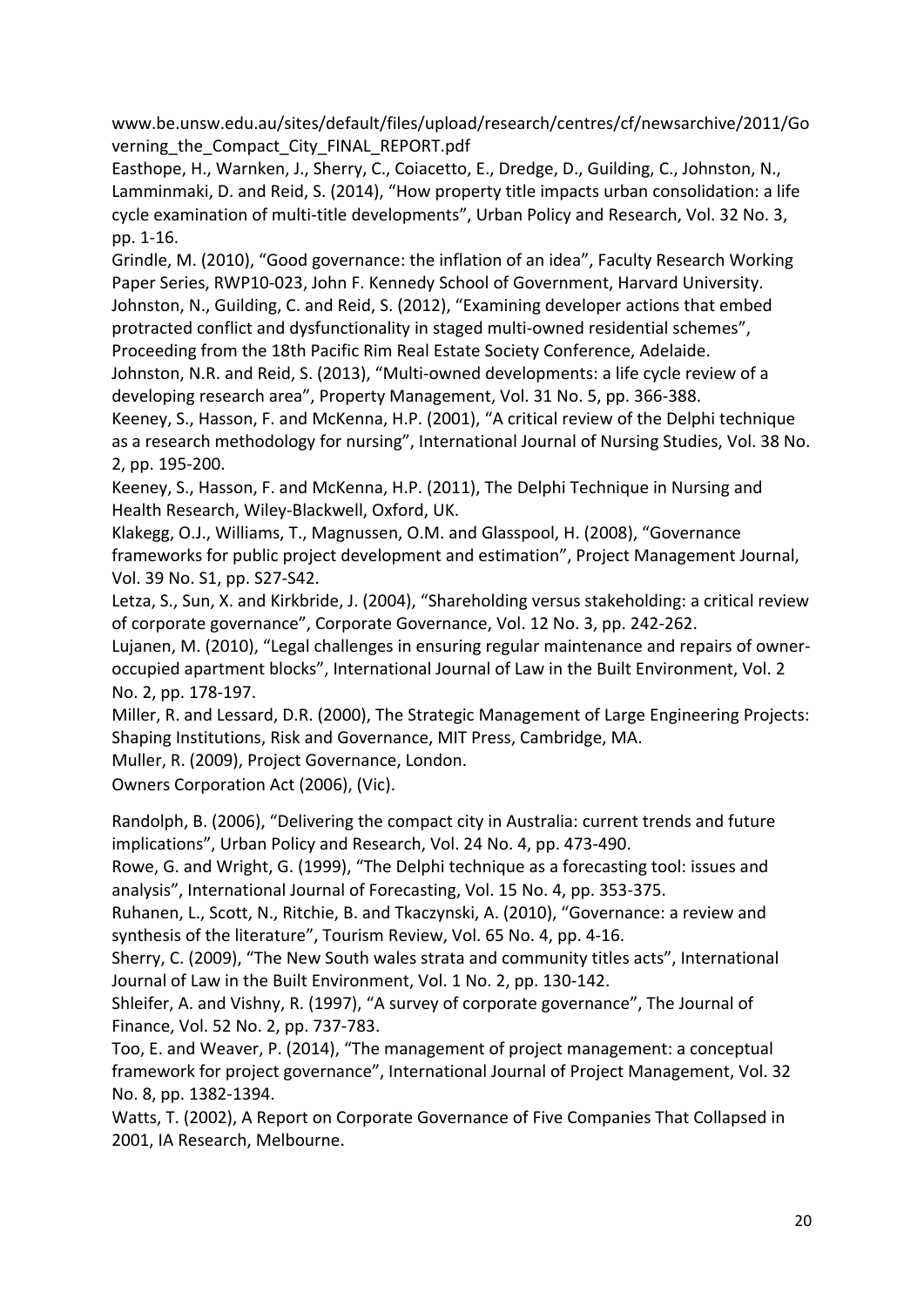www.be.unsw.edu.au/sites/default/files/upload/research/centres/cf/newsarchive/2011/Governing_the_Compact_City_FINAL_REPORT.pdf

Easthope, H., Warnken, J., Sherry, C., Coiacetto, E., Dredge, D., Guilding, C., Johnston, N., Lamminmaki, D. and Reid, S. (2014), "How property title impacts urban consolidation: a life cycle examination of multi-title developments", Urban Policy and Research, Vol. 32 No. 3, pp. 1-16.

Grindle, M. (2010), "Good governance: the inflation of an idea", Faculty Research Working Paper Series, RWP10-023, John F. Kennedy School of Government, Harvard University.

Johnston, N., Guilding, C. and Reid, S. (2012), "Examining developer actions that embed protracted conflict and dysfunctionality in staged multi-owned residential schemes", Proceeding from the 18th Pacific Rim Real Estate Society Conference, Adelaide.

Johnston, N.R. and Reid, S. (2013), "Multi-owned developments: a life cycle review of a developing research area", Property Management, Vol. 31 No. 5, pp. 366-388.

Keeney, S., Hasson, F. and McKenna, H.P. (2001), "A critical review of the Delphi technique as a research methodology for nursing", International Journal of Nursing Studies, Vol. 38 No. 2, pp. 195-200.

Keeney, S., Hasson, F. and McKenna, H.P. (2011), The Delphi Technique in Nursing and Health Research, Wiley-Blackwell, Oxford, UK.

Klakegg, O.J., Williams, T., Magnussen, O.M. and Glasspool, H. (2008), "Governance frameworks for public project development and estimation", Project Management Journal, Vol. 39 No. S1, pp. S27-S42.

Letza, S., Sun, X. and Kirkbride, J. (2004), "Shareholding versus stakeholding: a critical review of corporate governance", Corporate Governance, Vol. 12 No. 3, pp. 242-262.

Lujanen, M. (2010), "Legal challenges in ensuring regular maintenance and repairs of owner-occupied apartment blocks", International Journal of Law in the Built Environment, Vol. 2 No. 2, pp. 178-197.

Miller, R. and Lessard, D.R. (2000), The Strategic Management of Large Engineering Projects: Shaping Institutions, Risk and Governance, MIT Press, Cambridge, MA.

Muller, R. (2009), Project Governance, London.

Owners Corporation Act (2006), (Vic).

Randolph, B. (2006), "Delivering the compact city in Australia: current trends and future implications", Urban Policy and Research, Vol. 24 No. 4, pp. 473-490.

Rowe, G. and Wright, G. (1999), "The Delphi technique as a forecasting tool: issues and analysis", International Journal of Forecasting, Vol. 15 No. 4, pp. 353-375.

Ruhanen, L., Scott, N., Ritchie, B. and Tkaczynski, A. (2010), "Governance: a review and synthesis of the literature", Tourism Review, Vol. 65 No. 4, pp. 4-16.

Sherry, C. (2009), "The New South wales strata and community titles acts", International Journal of Law in the Built Environment, Vol. 1 No. 2, pp. 130-142.

Shleifer, A. and Vishny, R. (1997), "A survey of corporate governance", The Journal of Finance, Vol. 52 No. 2, pp. 737-783.

Too, E. and Weaver, P. (2014), "The management of project management: a conceptual framework for project governance", International Journal of Project Management, Vol. 32 No. 8, pp. 1382-1394.

Watts, T. (2002), A Report on Corporate Governance of Five Companies That Collapsed in 2001, IA Research, Melbourne.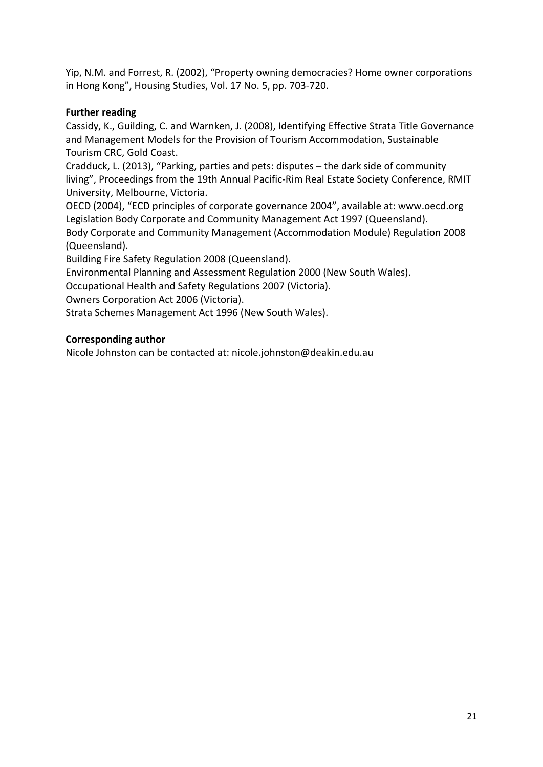Yip, N.M. and Forrest, R. (2002), "Property owning democracies? Home owner corporations in Hong Kong", Housing Studies, Vol. 17 No. 5, pp. 703-720.

**Further reading**

Cassidy, K., Guilding, C. and Warnken, J. (2008), Identifying Effective Strata Title Governance and Management Models for the Provision of Tourism Accommodation, Sustainable Tourism CRC, Gold Coast.

Cradduck, L. (2013), "Parking, parties and pets: disputes – the dark side of community living", Proceedings from the 19th Annual Pacific-Rim Real Estate Society Conference, RMIT University, Melbourne, Victoria.

OECD (2004), "ECD principles of corporate governance 2004", available at: www.oecd.org

Legislation Body Corporate and Community Management Act 1997 (Queensland).

Body Corporate and Community Management (Accommodation Module) Regulation 2008 (Queensland).

Building Fire Safety Regulation 2008 (Queensland).

Environmental Planning and Assessment Regulation 2000 (New South Wales).

Occupational Health and Safety Regulations 2007 (Victoria).

Owners Corporation Act 2006 (Victoria).

Strata Schemes Management Act 1996 (New South Wales).

**Corresponding author**

Nicole Johnston can be contacted at: nicole.johnston@deakin.edu.au